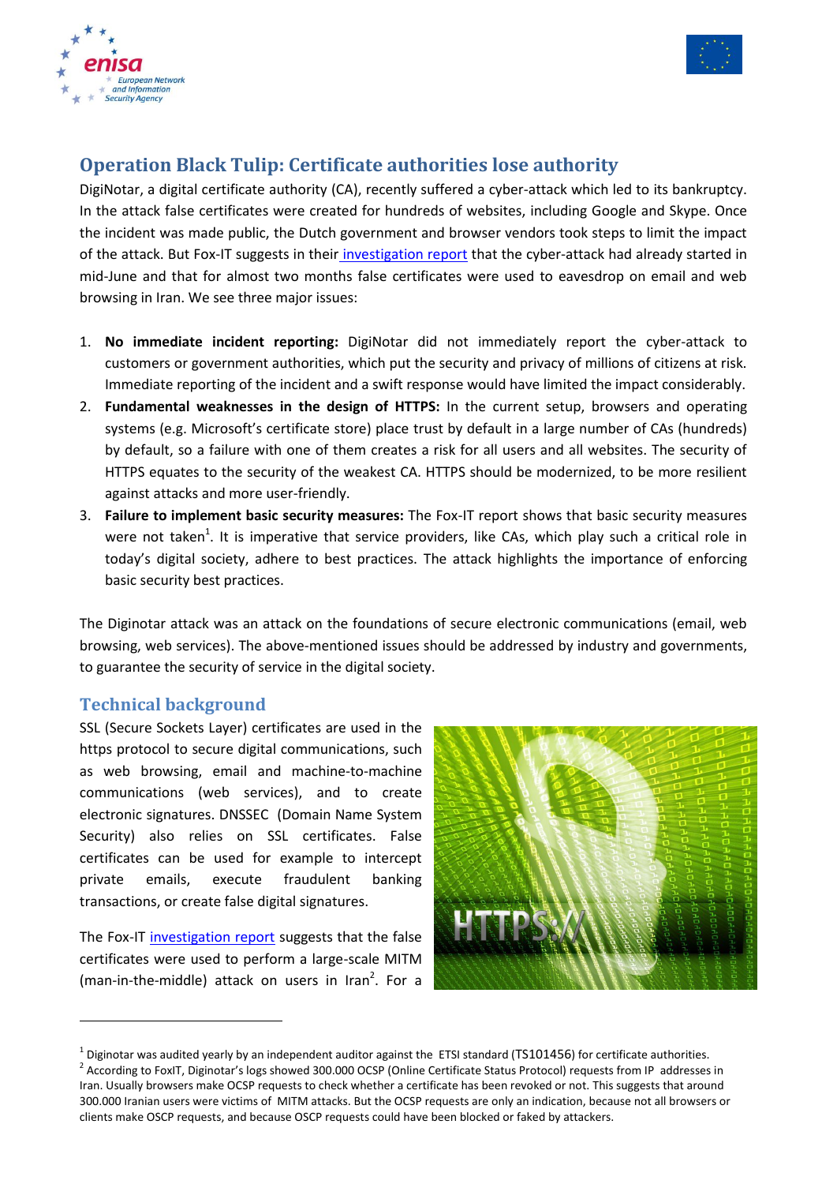# Operation Black Tulip: Certificate authorities lose authority

DigiNotar, a digital certificate authority (CA), recently suffered a cyber-attack which led to its bankruptcy. In the attack false certificates were created for hundreds of websites, including Google and Skype. Once the incident was made public, the Dutch government and browser vendors took steps to limit the impact of the attack. But Fox-IT suggests in their investigation report that the cyber-attack had already started in mid-June and that for almost two months false certificates were used to eavesdrop on email and web browsing in Iran. We see three major issues:

1. **No immediate incident reporting:** DigiNotar did not immediately report the cyber-attack to customers or government authorities, which put the security and privacy of millions of citizens at risk. Immediate reporting of the incident and a swift response would have limited the impact considerably.
2. **Fundamental weaknesses in the design of HTTPS:** In the current setup, browsers and operating systems (e.g. Microsoft's certificate store) place trust by default in a large number of CAs (hundreds) by default, so a failure with one of them creates a risk for all users and all websites. The security of HTTPS equates to the security of the weakest CA. HTTPS should be modernized, to be more resilient against attacks and more user-friendly.
3. **Failure to implement basic security measures:** The Fox-IT report shows that basic security measures were not taken[1]. It is imperative that service providers, like CAs, which play such a critical role in today's digital society, adhere to best practices. The attack highlights the importance of enforcing basic security best practices.

The Diginotar attack was an attack on the foundations of secure electronic communications (email, web browsing, web services). The above-mentioned issues should be addressed by industry and governments, to guarantee the security of service in the digital society.

## Technical background

SSL (Secure Sockets Layer) certificates are used in the https protocol to secure digital communications, such as web browsing, email and machine-to-machine communications (web services), and to create electronic signatures. DNSSEC (Domain Name System Security) also relies on SSL certificates. False certificates can be used for example to intercept private emails, execute fraudulent banking transactions, or create false digital signatures.

The Fox-IT investigation report suggests that the false certificates were used to perform a large-scale MITM (man-in-the-middle) attack on users in Iran[2]. For a

---

[1] Diginotar was audited yearly by an independent auditor against the ETSI standard (TS101456) for certificate authorities.

[2] According to FoxIT, Diginotar's logs showed 300.000 OCSP (Online Certificate Status Protocol) requests from IP addresses in Iran. Usually browsers make OCSP requests to check whether a certificate has been revoked or not. This suggests that around 300.000 Iranian users were victims of MITM attacks. But the OCSP requests are only an indication, because not all browsers or clients make OSCP requests, and because OSCP requests could have been blocked or faked by attackers.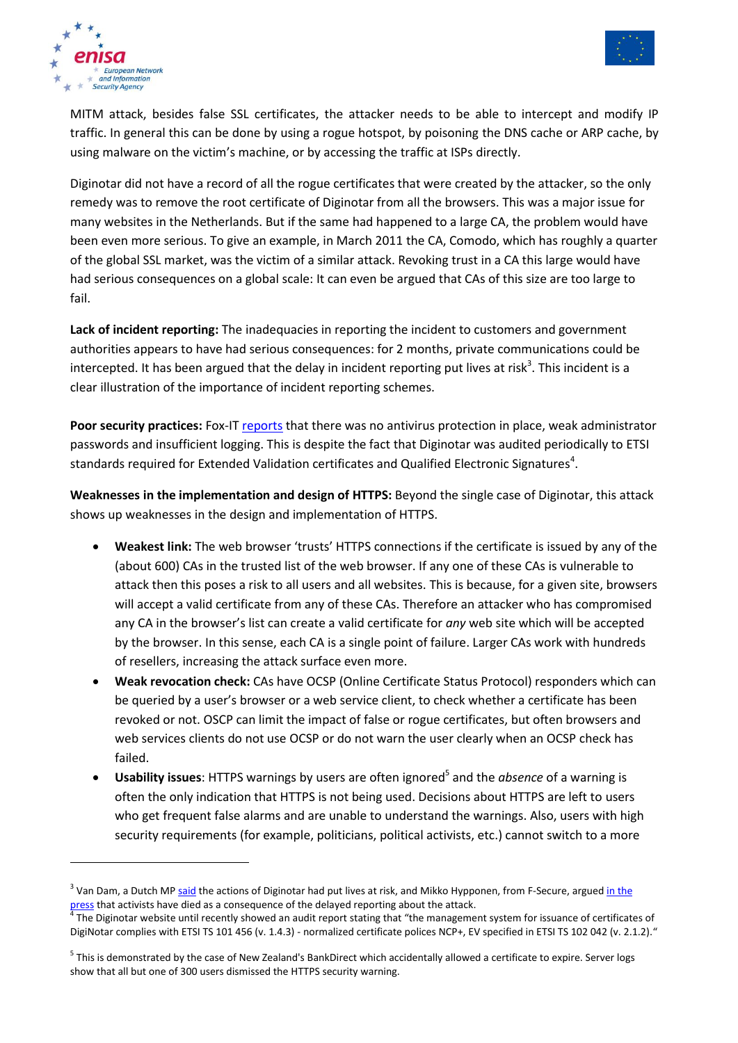MITM attack, besides false SSL certificates, the attacker needs to be able to intercept and modify IP traffic. In general this can be done by using a rogue hotspot, by poisoning the DNS cache or ARP cache, by using malware on the victim's machine, or by accessing the traffic at ISPs directly.

Diginotar did not have a record of all the rogue certificates that were created by the attacker, so the only remedy was to remove the root certificate of Diginotar from all the browsers. This was a major issue for many websites in the Netherlands. But if the same had happened to a large CA, the problem would have been even more serious. To give an example, in March 2011 the CA, Comodo, which has roughly a quarter of the global SSL market, was the victim of a similar attack. Revoking trust in a CA this large would have had serious consequences on a global scale: It can even be argued that CAs of this size are too large to fail.

**Lack of incident reporting:** The inadequacies in reporting the incident to customers and government authorities appears to have had serious consequences: for 2 months, private communications could be intercepted. It has been argued that the delay in incident reporting put lives at risk[3]. This incident is a clear illustration of the importance of incident reporting schemes.

**Poor security practices:** Fox-IT reports that there was no antivirus protection in place, weak administrator passwords and insufficient logging. This is despite the fact that Diginotar was audited periodically to ETSI standards required for Extended Validation certificates and Qualified Electronic Signatures[4].

**Weaknesses in the implementation and design of HTTPS:** Beyond the single case of Diginotar, this attack shows up weaknesses in the design and implementation of HTTPS.

- **Weakest link:** The web browser 'trusts' HTTPS connections if the certificate is issued by any of the (about 600) CAs in the trusted list of the web browser. If any one of these CAs is vulnerable to attack then this poses a risk to all users and all websites. This is because, for a given site, browsers will accept a valid certificate from any of these CAs. Therefore an attacker who has compromised any CA in the browser's list can create a valid certificate for *any* web site which will be accepted by the browser. In this sense, each CA is a single point of failure. Larger CAs work with hundreds of resellers, increasing the attack surface even more.
- **Weak revocation check:** CAs have OCSP (Online Certificate Status Protocol) responders which can be queried by a user's browser or a web service client, to check whether a certificate has been revoked or not. OSCP can limit the impact of false or rogue certificates, but often browsers and web services clients do not use OCSP or do not warn the user clearly when an OCSP check has failed.
- **Usability issues**: HTTPS warnings by users are often ignored[5] and the *absence* of a warning is often the only indication that HTTPS is not being used. Decisions about HTTPS are left to users who get frequent false alarms and are unable to understand the warnings. Also, users with high security requirements (for example, politicians, political activists, etc.) cannot switch to a more

---

[3] Van Dam, a Dutch MP said the actions of Diginotar had put lives at risk, and Mikko Hypponen, from F-Secure, argued in the press that activists have died as a consequence of the delayed reporting about the attack.

[4] The Diginotar website until recently showed an audit report stating that "the management system for issuance of certificates of DigiNotar complies with ETSI TS 101 456 (v. 1.4.3) - normalized certificate polices NCP+, EV specified in ETSI TS 102 042 (v. 2.1.2)."

[5] This is demonstrated by the case of New Zealand's BankDirect which accidentally allowed a certificate to expire. Server logs show that all but one of 300 users dismissed the HTTPS security warning.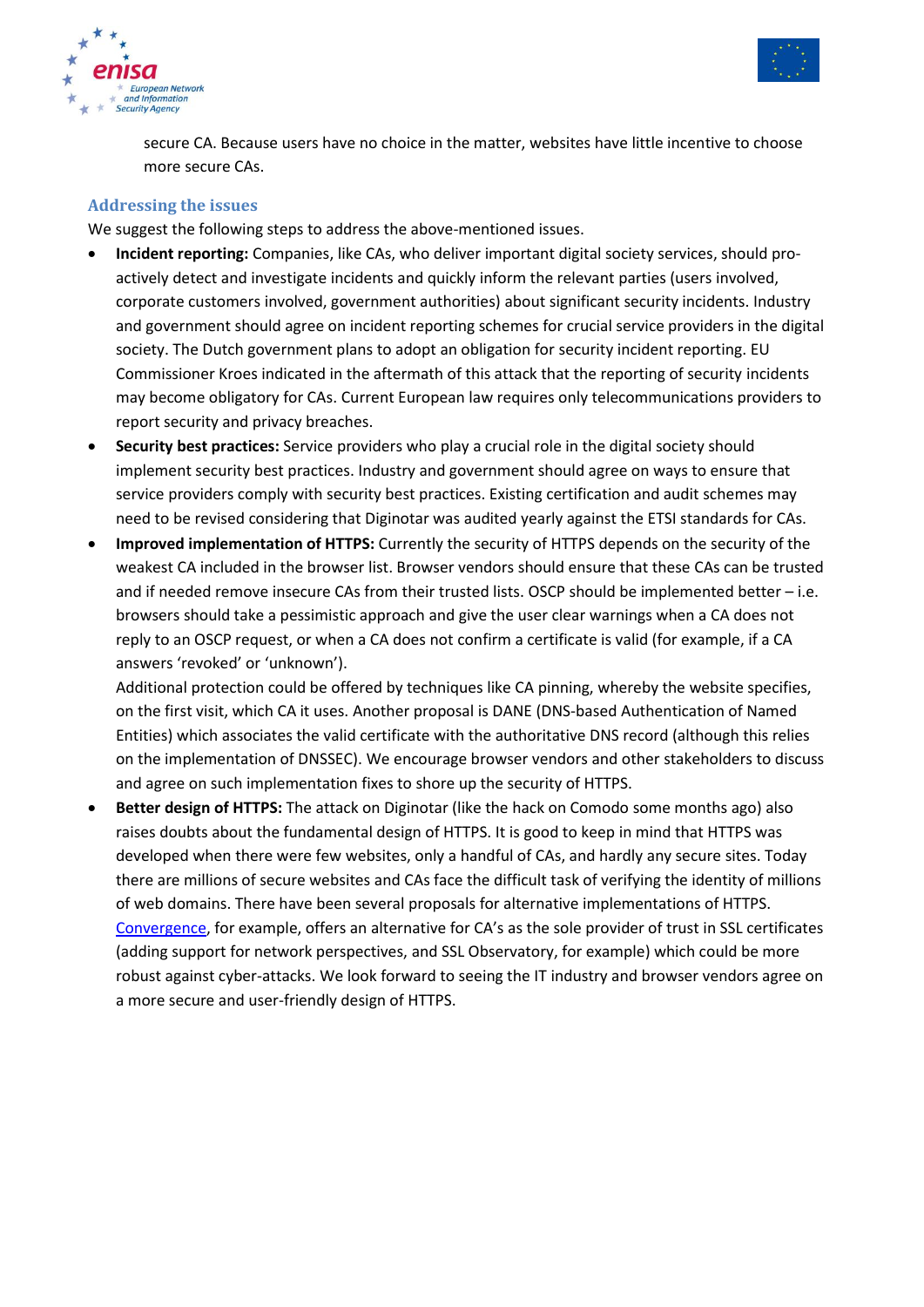secure CA. Because users have no choice in the matter, websites have little incentive to choose more secure CAs.

## Addressing the issues

We suggest the following steps to address the above-mentioned issues.

- **Incident reporting:** Companies, like CAs, who deliver important digital society services, should pro-actively detect and investigate incidents and quickly inform the relevant parties (users involved, corporate customers involved, government authorities) about significant security incidents. Industry and government should agree on incident reporting schemes for crucial service providers in the digital society. The Dutch government plans to adopt an obligation for security incident reporting. EU Commissioner Kroes indicated in the aftermath of this attack that the reporting of security incidents may become obligatory for CAs. Current European law requires only telecommunications providers to report security and privacy breaches.
- **Security best practices:** Service providers who play a crucial role in the digital society should implement security best practices. Industry and government should agree on ways to ensure that service providers comply with security best practices. Existing certification and audit schemes may need to be revised considering that Diginotar was audited yearly against the ETSI standards for CAs.
- **Improved implementation of HTTPS:** Currently the security of HTTPS depends on the security of the weakest CA included in the browser list. Browser vendors should ensure that these CAs can be trusted and if needed remove insecure CAs from their trusted lists. OSCP should be implemented better – i.e. browsers should take a pessimistic approach and give the user clear warnings when a CA does not reply to an OSCP request, or when a CA does not confirm a certificate is valid (for example, if a CA answers 'revoked' or 'unknown').

  Additional protection could be offered by techniques like CA pinning, whereby the website specifies, on the first visit, which CA it uses. Another proposal is DANE (DNS-based Authentication of Named Entities) which associates the valid certificate with the authoritative DNS record (although this relies on the implementation of DNSSEC). We encourage browser vendors and other stakeholders to discuss and agree on such implementation fixes to shore up the security of HTTPS.
- **Better design of HTTPS:** The attack on Diginotar (like the hack on Comodo some months ago) also raises doubts about the fundamental design of HTTPS. It is good to keep in mind that HTTPS was developed when there were few websites, only a handful of CAs, and hardly any secure sites. Today there are millions of secure websites and CAs face the difficult task of verifying the identity of millions of web domains. There have been several proposals for alternative implementations of HTTPS. Convergence, for example, offers an alternative for CA's as the sole provider of trust in SSL certificates (adding support for network perspectives, and SSL Observatory, for example) which could be more robust against cyber-attacks. We look forward to seeing the IT industry and browser vendors agree on a more secure and user-friendly design of HTTPS.